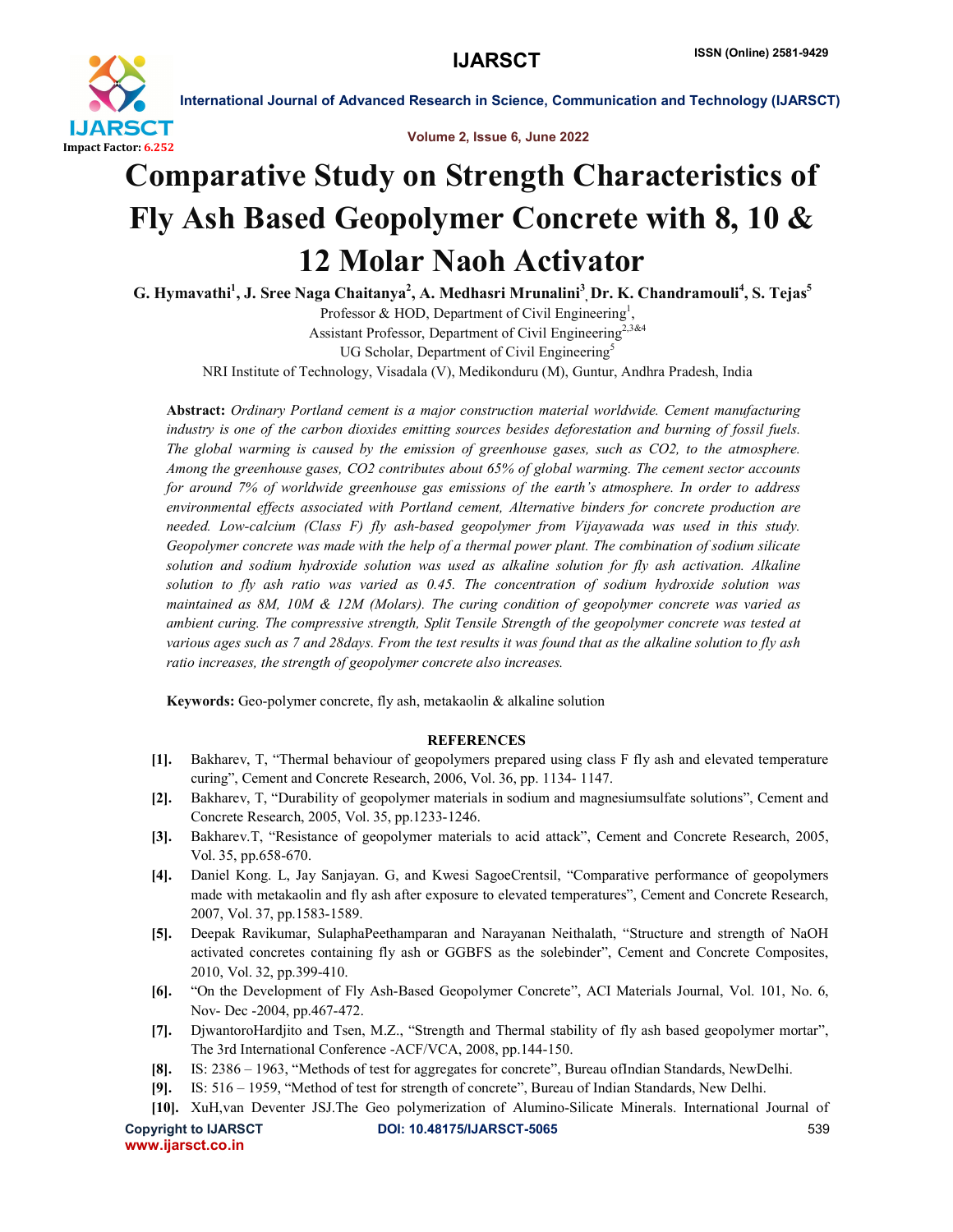# Comparative Study on Strength Characteristics of Fly Ash Based Geopolymer Concrete with 8, 10 & 12 Molar Naoh Activator

**G. Hymavathi[1], J. Sree Naga Chaitanya[2], A. Medhasri Mrunalini[3], Dr. K. Chandramouli[4], S. Tejas[5]**

Professor & HOD, Department of Civil Engineering[1],
Assistant Professor, Department of Civil Engineering[2,3&4]
UG Scholar, Department of Civil Engineering[5]
NRI Institute of Technology, Visadala (V), Medikonduru (M), Guntur, Andhra Pradesh, India

**Abstract:** *Ordinary Portland cement is a major construction material worldwide. Cement manufacturing industry is one of the carbon dioxides emitting sources besides deforestation and burning of fossil fuels. The global warming is caused by the emission of greenhouse gases, such as CO2, to the atmosphere. Among the greenhouse gases, CO2 contributes about 65% of global warming. The cement sector accounts for around 7% of worldwide greenhouse gas emissions of the earth's atmosphere. In order to address environmental effects associated with Portland cement, Alternative binders for concrete production are needed. Low-calcium (Class F) fly ash-based geopolymer from Vijayawada was used in this study. Geopolymer concrete was made with the help of a thermal power plant. The combination of sodium silicate solution and sodium hydroxide solution was used as alkaline solution for fly ash activation. Alkaline solution to fly ash ratio was varied as 0.45. The concentration of sodium hydroxide solution was maintained as 8M, 10M & 12M (Molars). The curing condition of geopolymer concrete was varied as ambient curing. The compressive strength, Split Tensile Strength of the geopolymer concrete was tested at various ages such as 7 and 28days. From the test results it was found that as the alkaline solution to fly ash ratio increases, the strength of geopolymer concrete also increases.*

**Keywords:** Geo-polymer concrete, fly ash, metakaolin & alkaline solution

## REFERENCES

[1]. Bakharev, T, "Thermal behaviour of geopolymers prepared using class F fly ash and elevated temperature curing", Cement and Concrete Research, 2006, Vol. 36, pp. 1134- 1147.

[2]. Bakharev, T, "Durability of geopolymer materials in sodium and magnesiumsulfate solutions", Cement and Concrete Research, 2005, Vol. 35, pp.1233-1246.

[3]. Bakharev.T, "Resistance of geopolymer materials to acid attack", Cement and Concrete Research, 2005, Vol. 35, pp.658-670.

[4]. Daniel Kong. L, Jay Sanjayan. G, and Kwesi SagoeCrentsil, "Comparative performance of geopolymers made with metakaolin and fly ash after exposure to elevated temperatures", Cement and Concrete Research, 2007, Vol. 37, pp.1583-1589.

[5]. Deepak Ravikumar, SulaphaPeethamparan and Narayanan Neithalath, "Structure and strength of NaOH activated concretes containing fly ash or GGBFS as the solebinder", Cement and Concrete Composites, 2010, Vol. 32, pp.399-410.

[6]. "On the Development of Fly Ash-Based Geopolymer Concrete", ACI Materials Journal, Vol. 101, No. 6, Nov- Dec -2004, pp.467-472.

[7]. DjwantoroHardjito and Tsen, M.Z., "Strength and Thermal stability of fly ash based geopolymer mortar", The 3rd International Conference -ACF/VCA, 2008, pp.144-150.

[8]. IS: 2386 – 1963, "Methods of test for aggregates for concrete", Bureau ofIndian Standards, NewDelhi.

[9]. IS: 516 – 1959, "Method of test for strength of concrete", Bureau of Indian Standards, New Delhi.

[10]. XuH,van Deventer JSJ.The Geo polymerization of Alumino-Silicate Minerals. International Journal of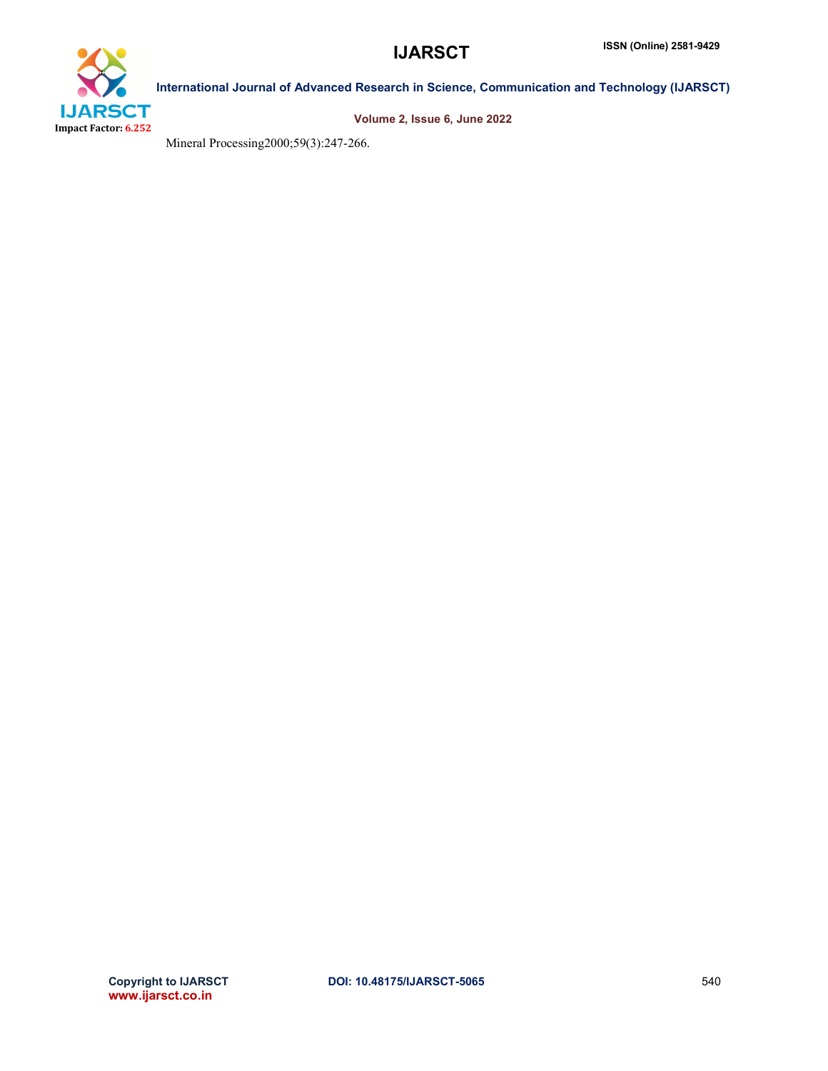Mineral Processing2000;59(3):247-266.